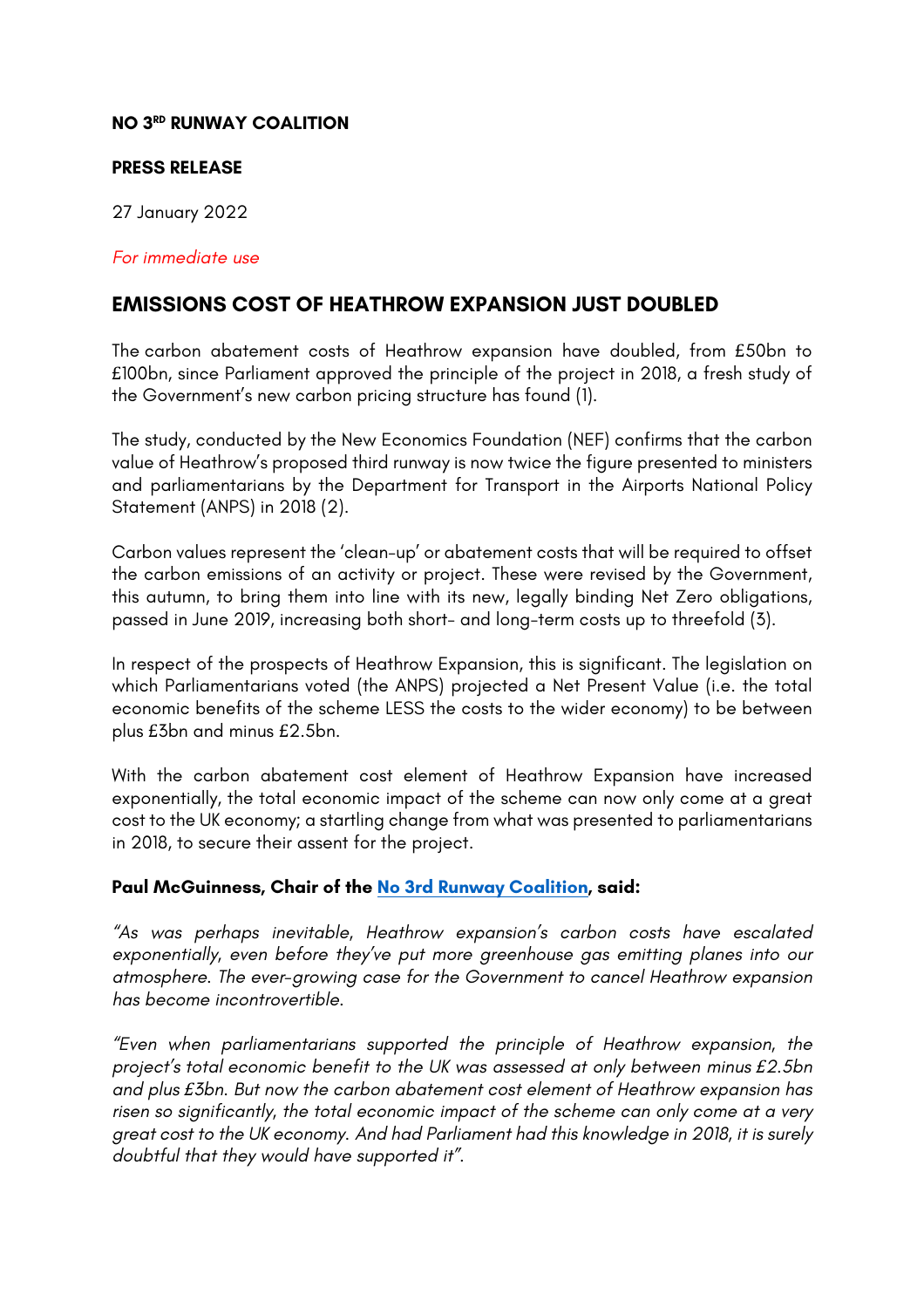**NO 3[RD] RUNWAY COALITION**

**PRESS RELEASE**

27 January 2022

*For immediate use*

## EMISSIONS COST OF HEATHROW EXPANSION JUST DOUBLED

The carbon abatement costs of Heathrow expansion have doubled, from £50bn to £100bn, since Parliament approved the principle of the project in 2018, a fresh study of the Government's new carbon pricing structure has found (1).

The study, conducted by the New Economics Foundation (NEF) confirms that the carbon value of Heathrow's proposed third runway is now twice the figure presented to ministers and parliamentarians by the Department for Transport in the Airports National Policy Statement (ANPS) in 2018 (2).

Carbon values represent the 'clean-up' or abatement costs that will be required to offset the carbon emissions of an activity or project. These were revised by the Government, this autumn, to bring them into line with its new, legally binding Net Zero obligations, passed in June 2019, increasing both short- and long-term costs up to threefold (3).

In respect of the prospects of Heathrow Expansion, this is significant. The legislation on which Parliamentarians voted (the ANPS) projected a Net Present Value (i.e. the total economic benefits of the scheme LESS the costs to the wider economy) to be between plus £3bn and minus £2.5bn.

With the carbon abatement cost element of Heathrow Expansion have increased exponentially, the total economic impact of the scheme can now only come at a great cost to the UK economy; a startling change from what was presented to parliamentarians in 2018, to secure their assent for the project.

**Paul McGuinness, Chair of the No 3rd Runway Coalition, said:**

*"As was perhaps inevitable, Heathrow expansion's carbon costs have escalated exponentially, even before they've put more greenhouse gas emitting planes into our atmosphere. The ever-growing case for the Government to cancel Heathrow expansion has become incontrovertible.*

*"Even when parliamentarians supported the principle of Heathrow expansion, the project's total economic benefit to the UK was assessed at only between minus £2.5bn and plus £3bn. But now the carbon abatement cost element of Heathrow expansion has risen so significantly, the total economic impact of the scheme can only come at a very great cost to the UK economy. And had Parliament had this knowledge in 2018, it is surely doubtful that they would have supported it".*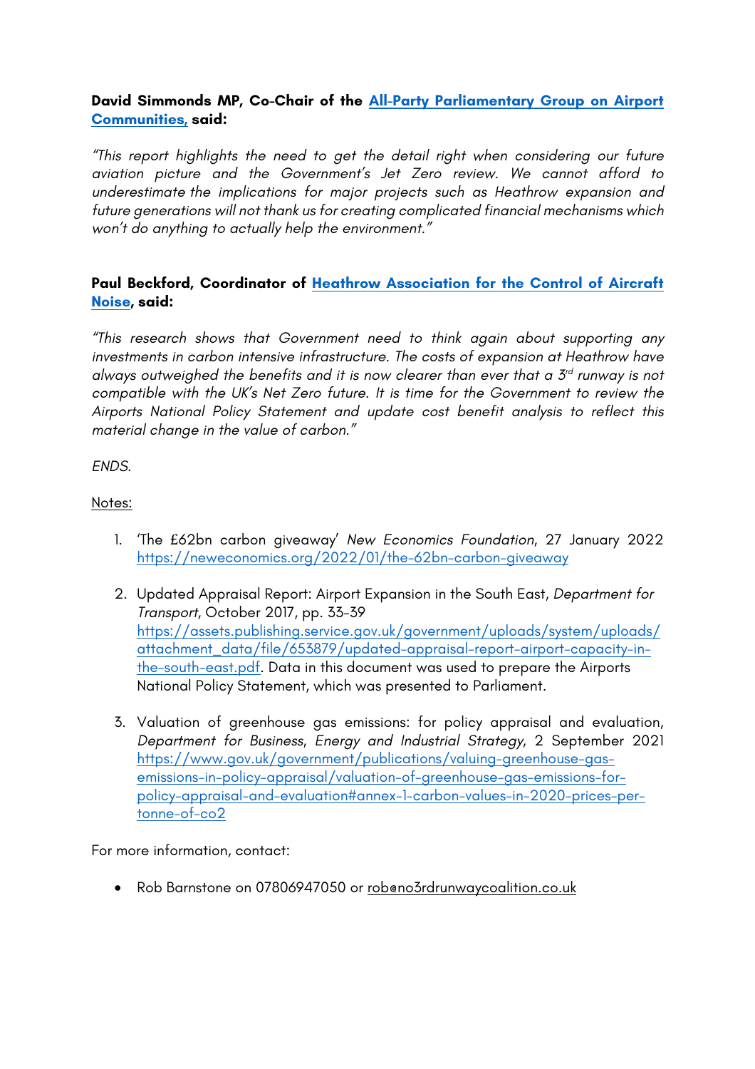**David Simmonds MP, Co-Chair of the All-Party Parliamentary Group on Airport Communities, said:**

*"This report highlights the need to get the detail right when considering our future aviation picture and the Government's Jet Zero review. We cannot afford to underestimate the implications for major projects such as Heathrow expansion and future generations will not thank us for creating complicated financial mechanisms which won't do anything to actually help the environment."*

**Paul Beckford, Coordinator of Heathrow Association for the Control of Aircraft Noise, said:**

*"This research shows that Government need to think again about supporting any investments in carbon intensive infrastructure. The costs of expansion at Heathrow have always outweighed the benefits and it is now clearer than ever that a 3rd runway is not compatible with the UK's Net Zero future. It is time for the Government to review the Airports National Policy Statement and update cost benefit analysis to reflect this material change in the value of carbon."*

*ENDS.*

Notes:

1. 'The £62bn carbon giveaway' *New Economics Foundation*, 27 January 2022 https://neweconomics.org/2022/01/the-62bn-carbon-giveaway
2. Updated Appraisal Report: Airport Expansion in the South East, *Department for Transport*, October 2017, pp. 33-39 https://assets.publishing.service.gov.uk/government/uploads/system/uploads/attachment_data/file/653879/updated-appraisal-report-airport-capacity-in-the-south-east.pdf. Data in this document was used to prepare the Airports National Policy Statement, which was presented to Parliament.
3. Valuation of greenhouse gas emissions: for policy appraisal and evaluation, *Department for Business, Energy and Industrial Strategy*, 2 September 2021 https://www.gov.uk/government/publications/valuing-greenhouse-gas-emissions-in-policy-appraisal/valuation-of-greenhouse-gas-emissions-for-policy-appraisal-and-evaluation#annex-1-carbon-values-in-2020-prices-per-tonne-of-co2

For more information, contact:

- Rob Barnstone on 07806947050 or rob@no3rdrunwaycoalition.co.uk